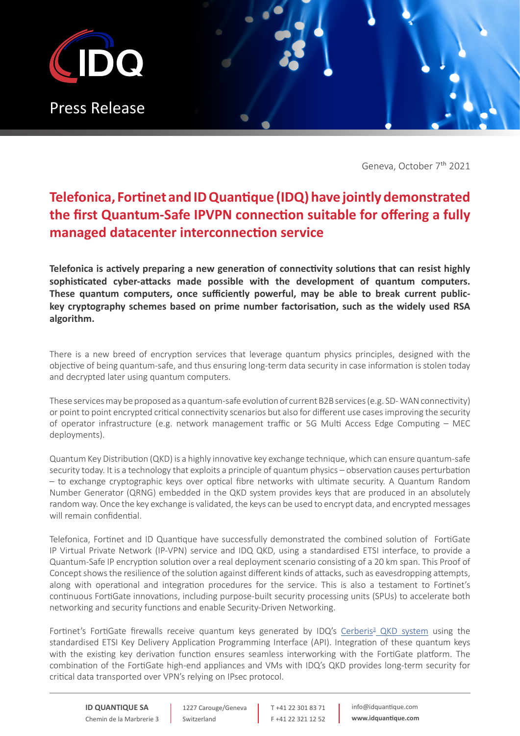Press Release

Geneva, October 7th 2021

# Telefonica, Fortinet and ID Quantique (IDQ) have jointly demonstrated the first Quantum-Safe IPVPN connection suitable for offering a fully managed datacenter interconnection service

**Telefonica is actively preparing a new generation of connectivity solutions that can resist highly sophisticated cyber-attacks made possible with the development of quantum computers. These quantum computers, once sufficiently powerful, may be able to break current public-key cryptography schemes based on prime number factorisation, such as the widely used RSA algorithm.**

There is a new breed of encryption services that leverage quantum physics principles, designed with the objective of being quantum-safe, and thus ensuring long-term data security in case information is stolen today and decrypted later using quantum computers.

These services may be proposed as a quantum-safe evolution of current B2B services (e.g. SD- WAN connectivity) or point to point encrypted critical connectivity scenarios but also for different use cases improving the security of operator infrastructure (e.g. network management traffic or 5G Multi Access Edge Computing – MEC deployments).

Quantum Key Distribution (QKD) is a highly innovative key exchange technique, which can ensure quantum-safe security today. It is a technology that exploits a principle of quantum physics – observation causes perturbation – to exchange cryptographic keys over optical fibre networks with ultimate security. A Quantum Random Number Generator (QRNG) embedded in the QKD system provides keys that are produced in an absolutely random way. Once the key exchange is validated, the keys can be used to encrypt data, and encrypted messages will remain confidential.

Telefonica, Fortinet and ID Quantique have successfully demonstrated the combined solution of FortiGate IP Virtual Private Network (IP-VPN) service and IDQ QKD, using a standardised ETSI interface, to provide a Quantum-Safe IP encryption solution over a real deployment scenario consisting of a 20 km span. This Proof of Concept shows the resilience of the solution against different kinds of attacks, such as eavesdropping attempts, along with operational and integration procedures for the service. This is also a testament to Fortinet's continuous FortiGate innovations, including purpose-built security processing units (SPUs) to accelerate both networking and security functions and enable Security-Driven Networking.

Fortinet's FortiGate firewalls receive quantum keys generated by IDQ's Cerberis3 QKD system using the standardised ETSI Key Delivery Application Programming Interface (API). Integration of these quantum keys with the existing key derivation function ensures seamless interworking with the FortiGate platform. The combination of the FortiGate high-end appliances and VMs with IDQ's QKD provides long-term security for critical data transported over VPN's relying on IPsec protocol.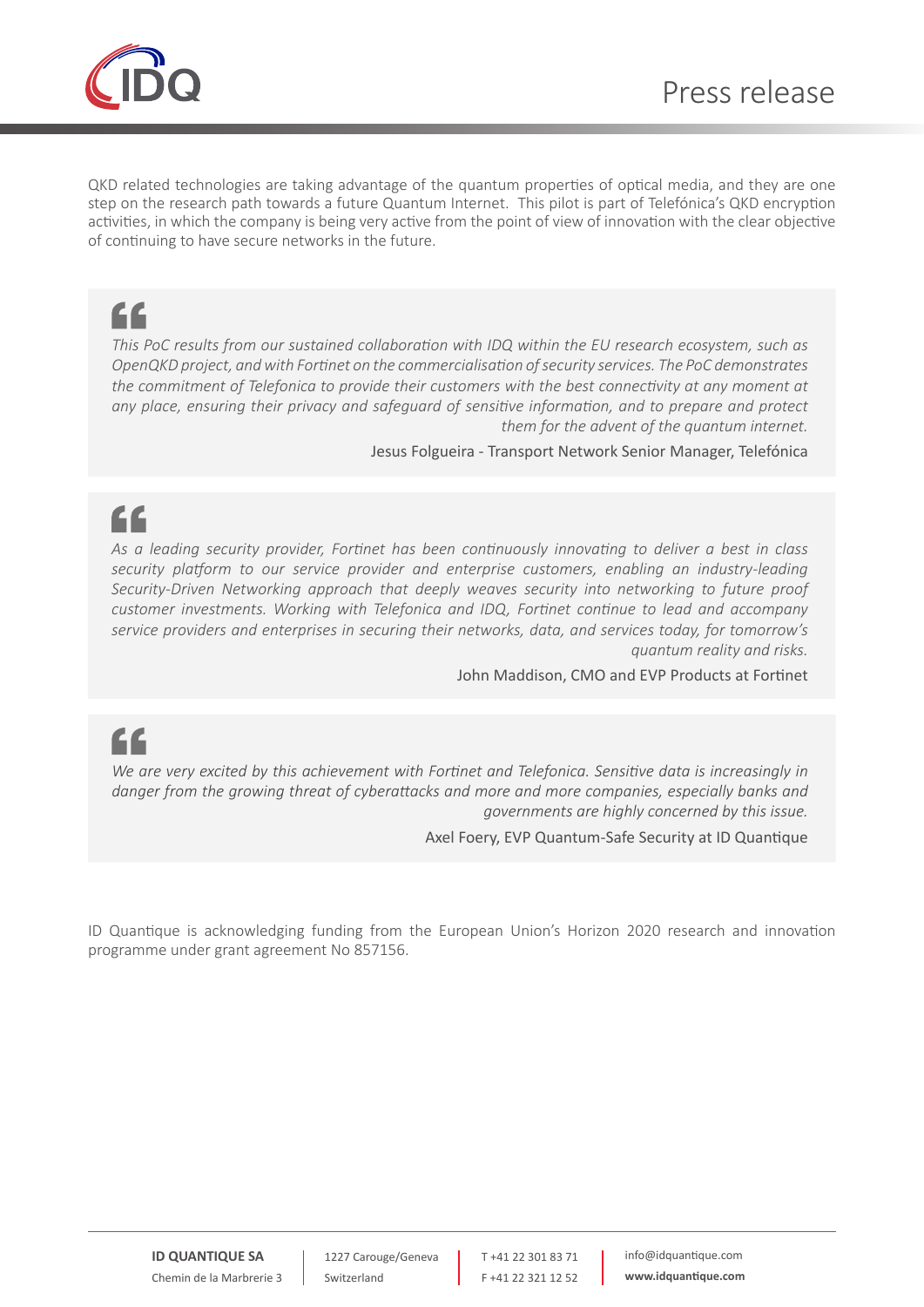QKD related technologies are taking advantage of the quantum properties of optical media, and they are one step on the research path towards a future Quantum Internet. This pilot is part of Telefónica's QKD encryption activities, in which the company is being very active from the point of view of innovation with the clear objective of continuing to have secure networks in the future.

> *This PoC results from our sustained collaboration with IDQ within the EU research ecosystem, such as OpenQKD project, and with Fortinet on the commercialisation of security services. The PoC demonstrates the commitment of Telefonica to provide their customers with the best connectivity at any moment at any place, ensuring their privacy and safeguard of sensitive information, and to prepare and protect them for the advent of the quantum internet.*
>
> Jesus Folgueira - Transport Network Senior Manager, Telefónica

> *As a leading security provider, Fortinet has been continuously innovating to deliver a best in class security platform to our service provider and enterprise customers, enabling an industry-leading Security-Driven Networking approach that deeply weaves security into networking to future proof customer investments. Working with Telefonica and IDQ, Fortinet continue to lead and accompany service providers and enterprises in securing their networks, data, and services today, for tomorrow's quantum reality and risks.*
>
> John Maddison, CMO and EVP Products at Fortinet

> *We are very excited by this achievement with Fortinet and Telefonica. Sensitive data is increasingly in danger from the growing threat of cyberattacks and more and more companies, especially banks and governments are highly concerned by this issue.*
>
> Axel Foery, EVP Quantum-Safe Security at ID Quantique

ID Quantique is acknowledging funding from the European Union's Horizon 2020 research and innovation programme under grant agreement No 857156.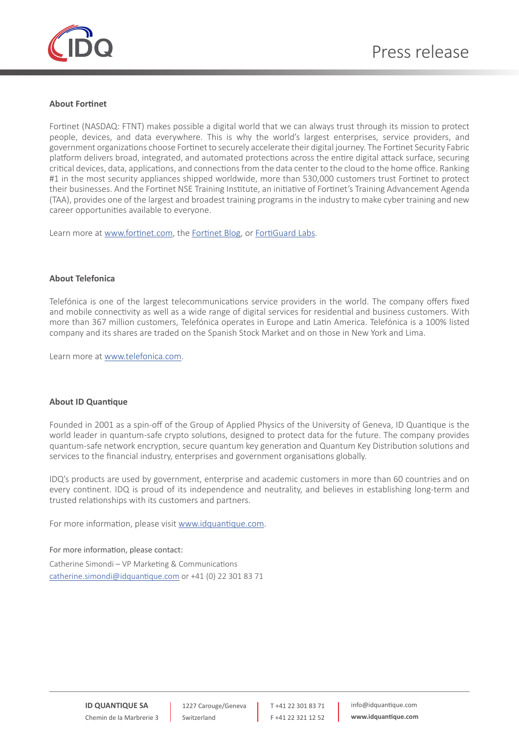### About Fortinet

Fortinet (NASDAQ: FTNT) makes possible a digital world that we can always trust through its mission to protect people, devices, and data everywhere. This is why the world's largest enterprises, service providers, and government organizations choose Fortinet to securely accelerate their digital journey. The Fortinet Security Fabric platform delivers broad, integrated, and automated protections across the entire digital attack surface, securing critical devices, data, applications, and connections from the data center to the cloud to the home office. Ranking #1 in the most security appliances shipped worldwide, more than 530,000 customers trust Fortinet to protect their businesses. And the Fortinet NSE Training Institute, an initiative of Fortinet's Training Advancement Agenda (TAA), provides one of the largest and broadest training programs in the industry to make cyber training and new career opportunities available to everyone.

Learn more at [www.fortinet.com](www.fortinet.com), the [Fortinet Blog](), or [FortiGuard Labs]().

### About Telefonica

Telefónica is one of the largest telecommunications service providers in the world. The company offers fixed and mobile connectivity as well as a wide range of digital services for residential and business customers. With more than 367 million customers, Telefónica operates in Europe and Latin America. Telefónica is a 100% listed company and its shares are traded on the Spanish Stock Market and on those in New York and Lima.

Learn more at [www.telefonica.com](www.telefonica.com).

### About ID Quantique

Founded in 2001 as a spin-off of the Group of Applied Physics of the University of Geneva, ID Quantique is the world leader in quantum-safe crypto solutions, designed to protect data for the future. The company provides quantum-safe network encryption, secure quantum key generation and Quantum Key Distribution solutions and services to the financial industry, enterprises and government organisations globally.

IDQ's products are used by government, enterprise and academic customers in more than 60 countries and on every continent. IDQ is proud of its independence and neutrality, and believes in establishing long-term and trusted relationships with its customers and partners.

For more information, please visit [www.idquantique.com](www.idquantique.com).

For more information, please contact:

Catherine Simondi – VP Marketing & Communications
[catherine.simondi@idquantique.com](mailto:catherine.simondi@idquantique.com) or +41 (0) 22 301 83 71

**ID QUANTIQUE SA**
Chemin de la Marbrerie 3
1227 Carouge/Geneva
Switzerland
T +41 22 301 83 71
F +41 22 321 12 52
info@idquantique.com
**www.idquantique.com**